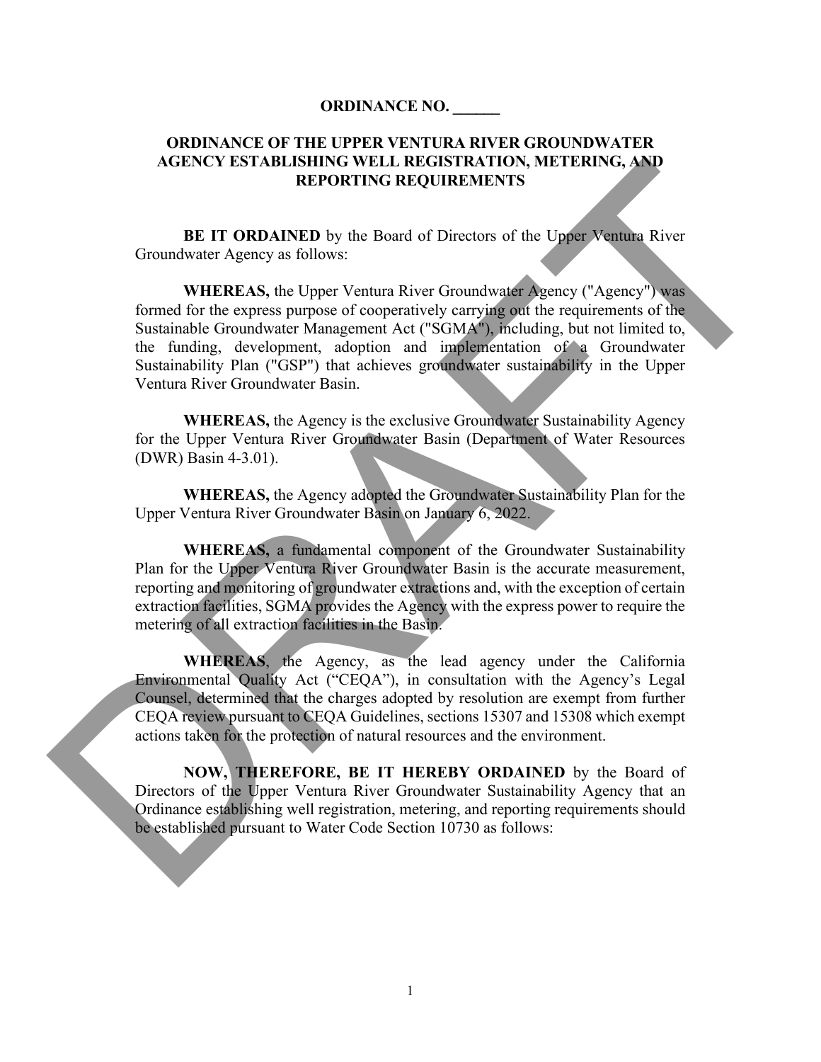**ORDINANCE NO. ______**

**ORDINANCE OF THE UPPER VENTURA RIVER GROUNDWATER AGENCY ESTABLISHING WELL REGISTRATION, METERING, AND REPORTING REQUIREMENTS**

**BE IT ORDAINED** by the Board of Directors of the Upper Ventura River Groundwater Agency as follows:

**WHEREAS,** the Upper Ventura River Groundwater Agency ("Agency") was formed for the express purpose of cooperatively carrying out the requirements of the Sustainable Groundwater Management Act ("SGMA"), including, but not limited to, the funding, development, adoption and implementation of a Groundwater Sustainability Plan ("GSP") that achieves groundwater sustainability in the Upper Ventura River Groundwater Basin.

**WHEREAS,** the Agency is the exclusive Groundwater Sustainability Agency for the Upper Ventura River Groundwater Basin (Department of Water Resources (DWR) Basin 4-3.01).

**WHEREAS,** the Agency adopted the Groundwater Sustainability Plan for the Upper Ventura River Groundwater Basin on January 6, 2022.

**WHEREAS,** a fundamental component of the Groundwater Sustainability Plan for the Upper Ventura River Groundwater Basin is the accurate measurement, reporting and monitoring of groundwater extractions and, with the exception of certain extraction facilities, SGMA provides the Agency with the express power to require the metering of all extraction facilities in the Basin.

**WHEREAS**, the Agency, as the lead agency under the California Environmental Quality Act ("CEQA"), in consultation with the Agency's Legal Counsel, determined that the charges adopted by resolution are exempt from further CEQA review pursuant to CEQA Guidelines, sections 15307 and 15308 which exempt actions taken for the protection of natural resources and the environment.

**NOW, THEREFORE, BE IT HEREBY ORDAINED** by the Board of Directors of the Upper Ventura River Groundwater Sustainability Agency that an Ordinance establishing well registration, metering, and reporting requirements should be established pursuant to Water Code Section 10730 as follows: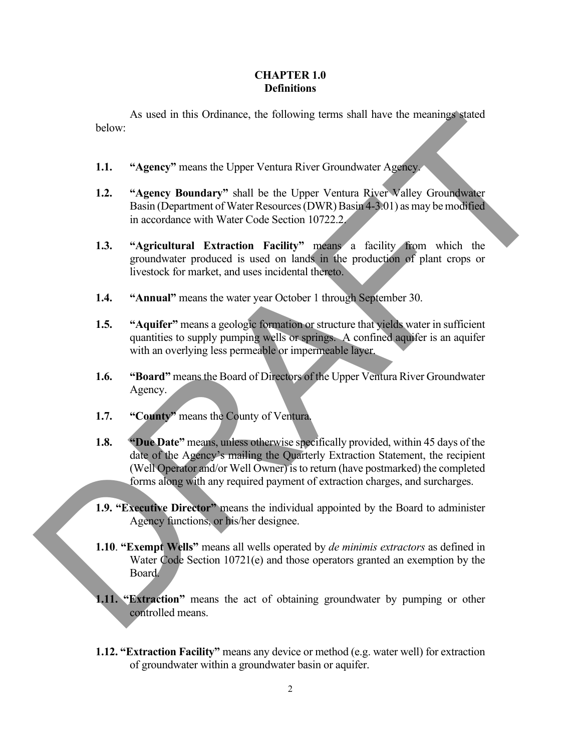# CHAPTER 1.0
## Definitions

As used in this Ordinance, the following terms shall have the meanings stated below:

**1.1. "Agency"** means the Upper Ventura River Groundwater Agency.

**1.2. "Agency Boundary"** shall be the Upper Ventura River Valley Groundwater Basin (Department of Water Resources (DWR) Basin 4-3.01) as may be modified in accordance with Water Code Section 10722.2.

**1.3. "Agricultural Extraction Facility"** means a facility from which the groundwater produced is used on lands in the production of plant crops or livestock for market, and uses incidental thereto.

**1.4. "Annual"** means the water year October 1 through September 30.

**1.5. "Aquifer"** means a geologic formation or structure that yields water in sufficient quantities to supply pumping wells or springs. A confined aquifer is an aquifer with an overlying less permeable or impermeable layer.

**1.6. "Board"** means the Board of Directors of the Upper Ventura River Groundwater Agency.

**1.7. "County"** means the County of Ventura.

**1.8. "Due Date"** means, unless otherwise specifically provided, within 45 days of the date of the Agency's mailing the Quarterly Extraction Statement, the recipient (Well Operator and/or Well Owner) is to return (have postmarked) the completed forms along with any required payment of extraction charges, and surcharges.

**1.9. "Executive Director"** means the individual appointed by the Board to administer Agency functions, or his/her designee.

**1.10. "Exempt Wells"** means all wells operated by *de minimis extractors* as defined in Water Code Section 10721(e) and those operators granted an exemption by the Board.

**1.11. "Extraction"** means the act of obtaining groundwater by pumping or other controlled means.

**1.12. "Extraction Facility"** means any device or method (e.g. water well) for extraction of groundwater within a groundwater basin or aquifer.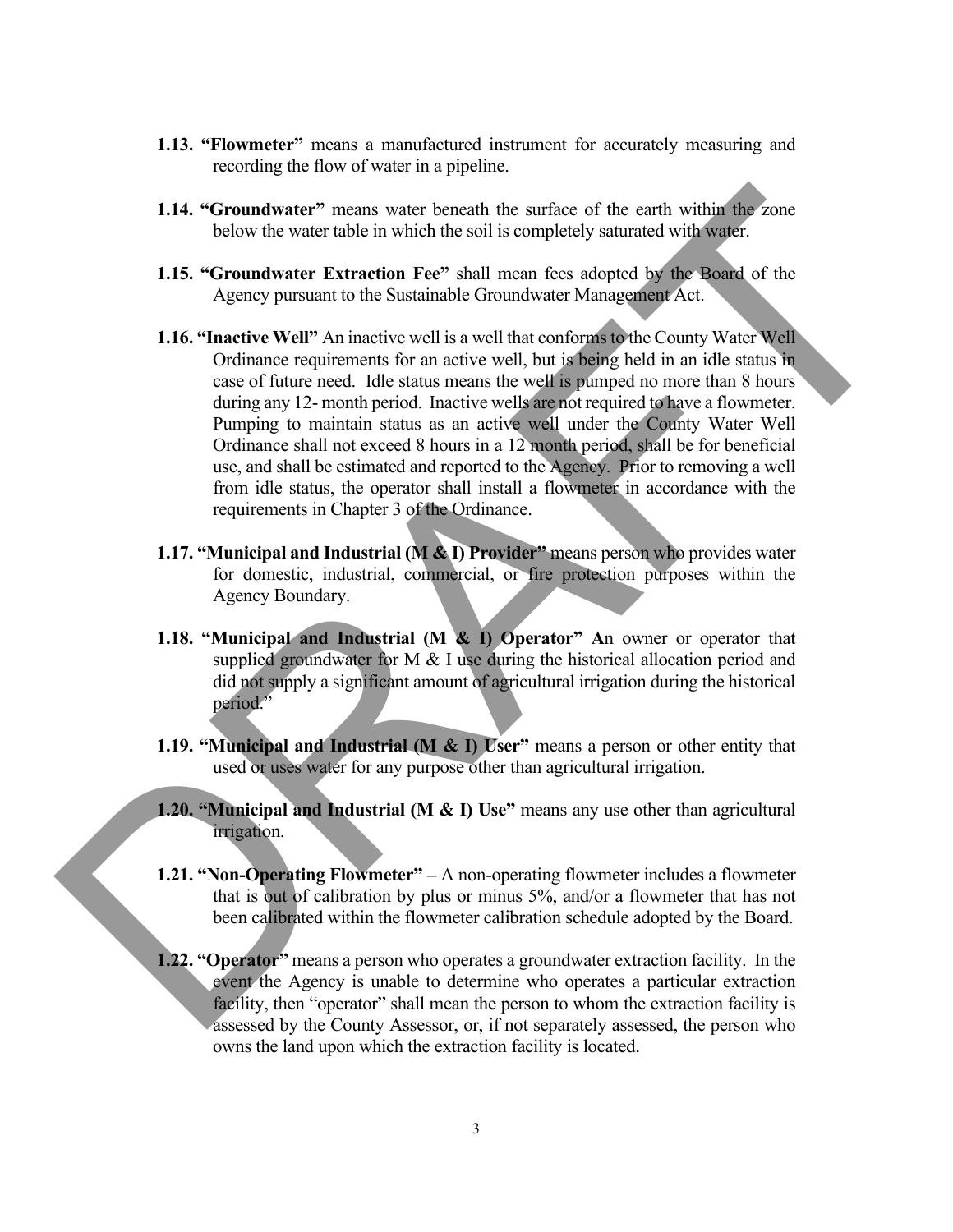**1.13. "Flowmeter"** means a manufactured instrument for accurately measuring and recording the flow of water in a pipeline.

**1.14. "Groundwater"** means water beneath the surface of the earth within the zone below the water table in which the soil is completely saturated with water.

**1.15. "Groundwater Extraction Fee"** shall mean fees adopted by the Board of the Agency pursuant to the Sustainable Groundwater Management Act.

**1.16. "Inactive Well"** An inactive well is a well that conforms to the County Water Well Ordinance requirements for an active well, but is being held in an idle status in case of future need. Idle status means the well is pumped no more than 8 hours during any 12- month period. Inactive wells are not required to have a flowmeter. Pumping to maintain status as an active well under the County Water Well Ordinance shall not exceed 8 hours in a 12 month period, shall be for beneficial use, and shall be estimated and reported to the Agency. Prior to removing a well from idle status, the operator shall install a flowmeter in accordance with the requirements in Chapter 3 of the Ordinance.

**1.17. "Municipal and Industrial (M & I) Provider"** means person who provides water for domestic, industrial, commercial, or fire protection purposes within the Agency Boundary.

**1.18. "Municipal and Industrial (M & I) Operator" A**n owner or operator that supplied groundwater for M & I use during the historical allocation period and did not supply a significant amount of agricultural irrigation during the historical period."

**1.19. "Municipal and Industrial (M & I) User"** means a person or other entity that used or uses water for any purpose other than agricultural irrigation.

**1.20. "Municipal and Industrial (M & I) Use"** means any use other than agricultural irrigation.

**1.21. "Non-Operating Flowmeter" –** A non-operating flowmeter includes a flowmeter that is out of calibration by plus or minus 5%, and/or a flowmeter that has not been calibrated within the flowmeter calibration schedule adopted by the Board.

**1.22. "Operator"** means a person who operates a groundwater extraction facility. In the event the Agency is unable to determine who operates a particular extraction facility, then "operator" shall mean the person to whom the extraction facility is assessed by the County Assessor, or, if not separately assessed, the person who owns the land upon which the extraction facility is located.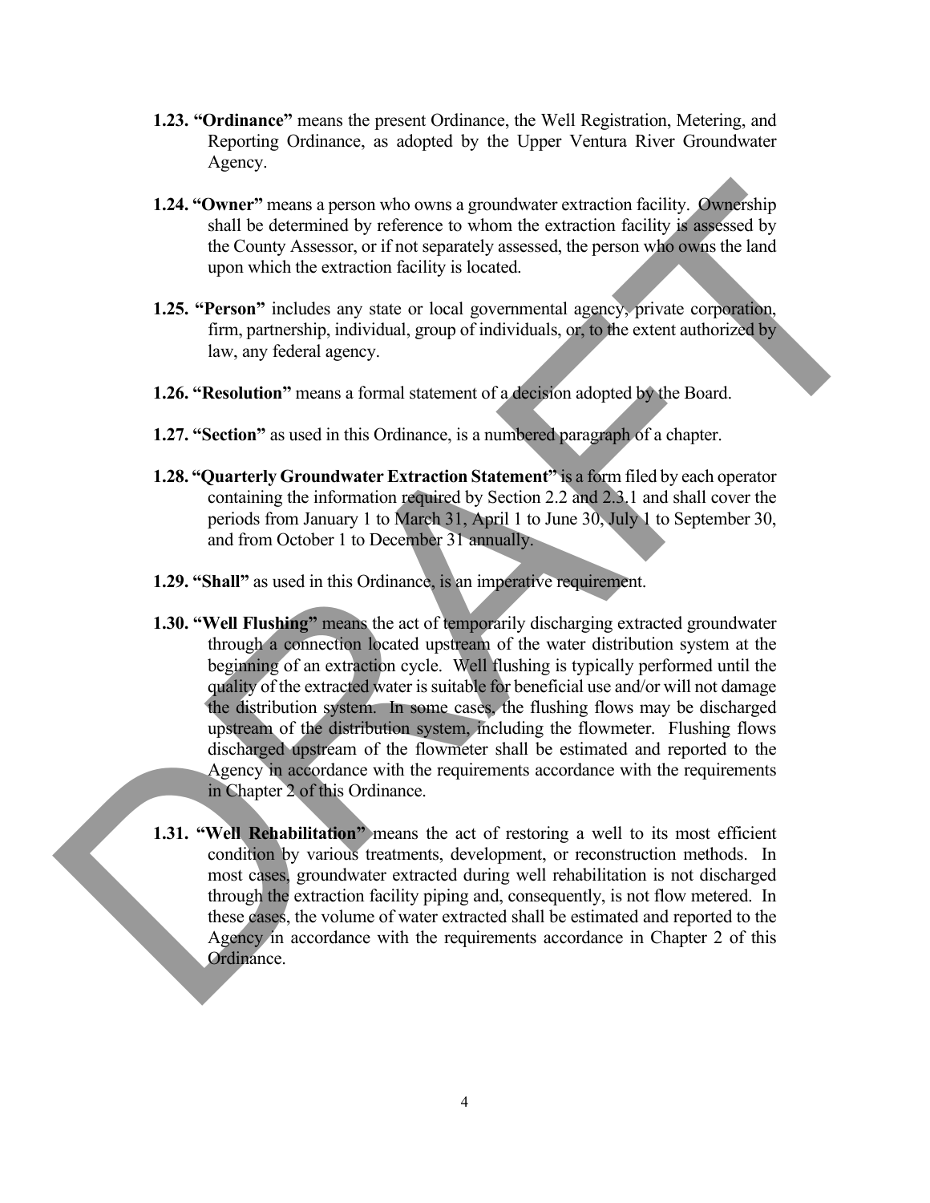**1.23. "Ordinance"** means the present Ordinance, the Well Registration, Metering, and Reporting Ordinance, as adopted by the Upper Ventura River Groundwater Agency.

**1.24. "Owner"** means a person who owns a groundwater extraction facility. Ownership shall be determined by reference to whom the extraction facility is assessed by the County Assessor, or if not separately assessed, the person who owns the land upon which the extraction facility is located.

**1.25. "Person"** includes any state or local governmental agency, private corporation, firm, partnership, individual, group of individuals, or, to the extent authorized by law, any federal agency.

**1.26. "Resolution"** means a formal statement of a decision adopted by the Board.

**1.27. "Section"** as used in this Ordinance, is a numbered paragraph of a chapter.

**1.28. "Quarterly Groundwater Extraction Statement"** is a form filed by each operator containing the information required by Section 2.2 and 2.3.1 and shall cover the periods from January 1 to March 31, April 1 to June 30, July 1 to September 30, and from October 1 to December 31 annually.

**1.29. "Shall"** as used in this Ordinance, is an imperative requirement.

**1.30. "Well Flushing"** means the act of temporarily discharging extracted groundwater through a connection located upstream of the water distribution system at the beginning of an extraction cycle. Well flushing is typically performed until the quality of the extracted water is suitable for beneficial use and/or will not damage the distribution system. In some cases, the flushing flows may be discharged upstream of the distribution system, including the flowmeter. Flushing flows discharged upstream of the flowmeter shall be estimated and reported to the Agency in accordance with the requirements accordance with the requirements in Chapter 2 of this Ordinance.

**1.31. "Well Rehabilitation"** means the act of restoring a well to its most efficient condition by various treatments, development, or reconstruction methods. In most cases, groundwater extracted during well rehabilitation is not discharged through the extraction facility piping and, consequently, is not flow metered. In these cases, the volume of water extracted shall be estimated and reported to the Agency in accordance with the requirements accordance in Chapter 2 of this Ordinance.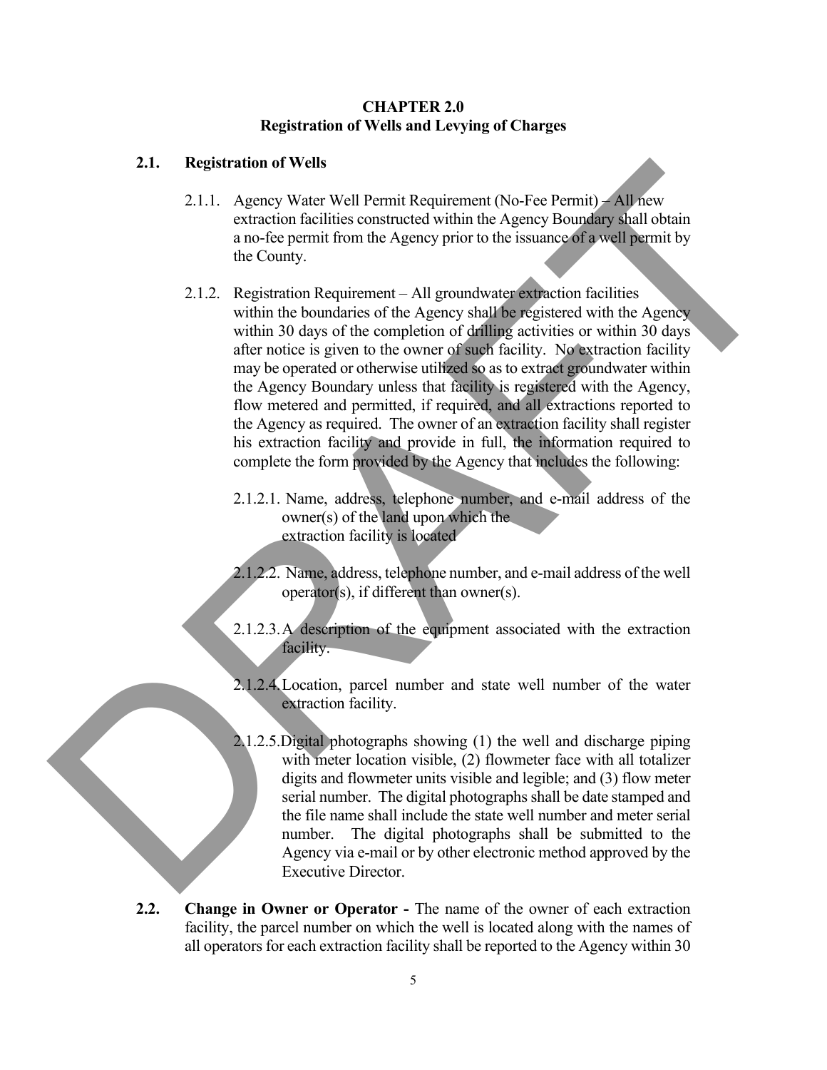# CHAPTER 2.0
# Registration of Wells and Levying of Charges

## 2.1. Registration of Wells

2.1.1. Agency Water Well Permit Requirement (No-Fee Permit) – All new extraction facilities constructed within the Agency Boundary shall obtain a no-fee permit from the Agency prior to the issuance of a well permit by the County.

2.1.2. Registration Requirement – All groundwater extraction facilities within the boundaries of the Agency shall be registered with the Agency within 30 days of the completion of drilling activities or within 30 days after notice is given to the owner of such facility. No extraction facility may be operated or otherwise utilized so as to extract groundwater within the Agency Boundary unless that facility is registered with the Agency, flow metered and permitted, if required, and all extractions reported to the Agency as required. The owner of an extraction facility shall register his extraction facility and provide in full, the information required to complete the form provided by the Agency that includes the following:

2.1.2.1. Name, address, telephone number, and e-mail address of the owner(s) of the land upon which the extraction facility is located

2.1.2.2. Name, address, telephone number, and e-mail address of the well operator(s), if different than owner(s).

2.1.2.3. A description of the equipment associated with the extraction facility.

2.1.2.4. Location, parcel number and state well number of the water extraction facility.

2.1.2.5. Digital photographs showing (1) the well and discharge piping with meter location visible, (2) flowmeter face with all totalizer digits and flowmeter units visible and legible; and (3) flow meter serial number. The digital photographs shall be date stamped and the file name shall include the state well number and meter serial number. The digital photographs shall be submitted to the Agency via e-mail or by other electronic method approved by the Executive Director.

**2.2. Change in Owner or Operator -** The name of the owner of each extraction facility, the parcel number on which the well is located along with the names of all operators for each extraction facility shall be reported to the Agency within 30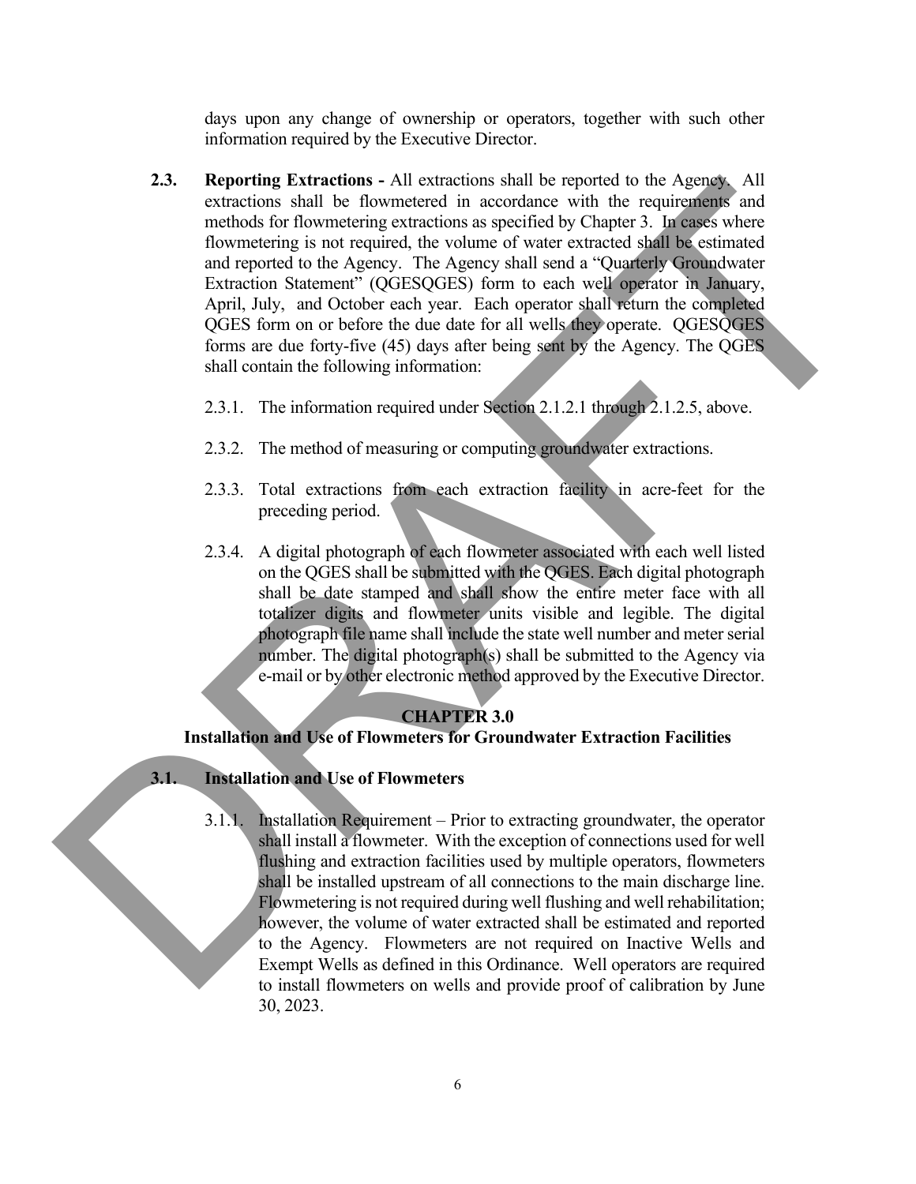days upon any change of ownership or operators, together with such other information required by the Executive Director.

**2.3. Reporting Extractions -** All extractions shall be reported to the Agency. All extractions shall be flowmetered in accordance with the requirements and methods for flowmetering extractions as specified by Chapter 3. In cases where flowmetering is not required, the volume of water extracted shall be estimated and reported to the Agency. The Agency shall send a "Quarterly Groundwater Extraction Statement" (QGESQGES) form to each well operator in January, April, July, and October each year. Each operator shall return the completed QGES form on or before the due date for all wells they operate. QGESQGES forms are due forty-five (45) days after being sent by the Agency. The QGES shall contain the following information:

2.3.1. The information required under Section 2.1.2.1 through 2.1.2.5, above.

2.3.2. The method of measuring or computing groundwater extractions.

2.3.3. Total extractions from each extraction facility in acre-feet for the preceding period.

2.3.4. A digital photograph of each flowmeter associated with each well listed on the QGES shall be submitted with the QGES. Each digital photograph shall be date stamped and shall show the entire meter face with all totalizer digits and flowmeter units visible and legible. The digital photograph file name shall include the state well number and meter serial number. The digital photograph(s) shall be submitted to the Agency via e-mail or by other electronic method approved by the Executive Director.

## CHAPTER 3.0
## Installation and Use of Flowmeters for Groundwater Extraction Facilities

### 3.1. Installation and Use of Flowmeters

3.1.1. Installation Requirement – Prior to extracting groundwater, the operator shall install a flowmeter. With the exception of connections used for well flushing and extraction facilities used by multiple operators, flowmeters shall be installed upstream of all connections to the main discharge line. Flowmetering is not required during well flushing and well rehabilitation; however, the volume of water extracted shall be estimated and reported to the Agency. Flowmeters are not required on Inactive Wells and Exempt Wells as defined in this Ordinance. Well operators are required to install flowmeters on wells and provide proof of calibration by June 30, 2023.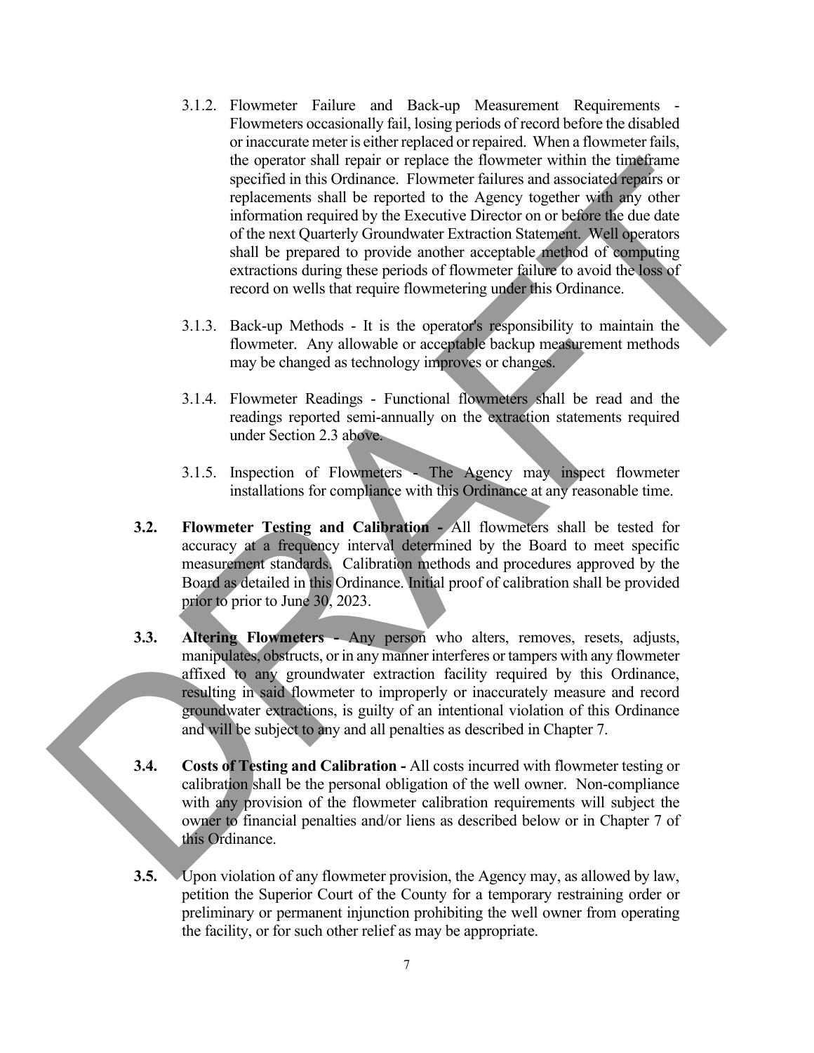3.1.2. Flowmeter Failure and Back-up Measurement Requirements - Flowmeters occasionally fail, losing periods of record before the disabled or inaccurate meter is either replaced or repaired. When a flowmeter fails, the operator shall repair or replace the flowmeter within the timeframe specified in this Ordinance. Flowmeter failures and associated repairs or replacements shall be reported to the Agency together with any other information required by the Executive Director on or before the due date of the next Quarterly Groundwater Extraction Statement. Well operators shall be prepared to provide another acceptable method of computing extractions during these periods of flowmeter failure to avoid the loss of record on wells that require flowmetering under this Ordinance.

3.1.3. Back-up Methods - It is the operator's responsibility to maintain the flowmeter. Any allowable or acceptable backup measurement methods may be changed as technology improves or changes.

3.1.4. Flowmeter Readings - Functional flowmeters shall be read and the readings reported semi-annually on the extraction statements required under Section 2.3 above.

3.1.5. Inspection of Flowmeters - The Agency may inspect flowmeter installations for compliance with this Ordinance at any reasonable time.

**3.2. Flowmeter Testing and Calibration -** All flowmeters shall be tested for accuracy at a frequency interval determined by the Board to meet specific measurement standards. Calibration methods and procedures approved by the Board as detailed in this Ordinance. Initial proof of calibration shall be provided prior to prior to June 30, 2023.

**3.3. Altering Flowmeters -** Any person who alters, removes, resets, adjusts, manipulates, obstructs, or in any manner interferes or tampers with any flowmeter affixed to any groundwater extraction facility required by this Ordinance, resulting in said flowmeter to improperly or inaccurately measure and record groundwater extractions, is guilty of an intentional violation of this Ordinance and will be subject to any and all penalties as described in Chapter 7.

**3.4. Costs of Testing and Calibration -** All costs incurred with flowmeter testing or calibration shall be the personal obligation of the well owner. Non-compliance with any provision of the flowmeter calibration requirements will subject the owner to financial penalties and/or liens as described below or in Chapter 7 of this Ordinance.

**3.5.** Upon violation of any flowmeter provision, the Agency may, as allowed by law, petition the Superior Court of the County for a temporary restraining order or preliminary or permanent injunction prohibiting the well owner from operating the facility, or for such other relief as may be appropriate.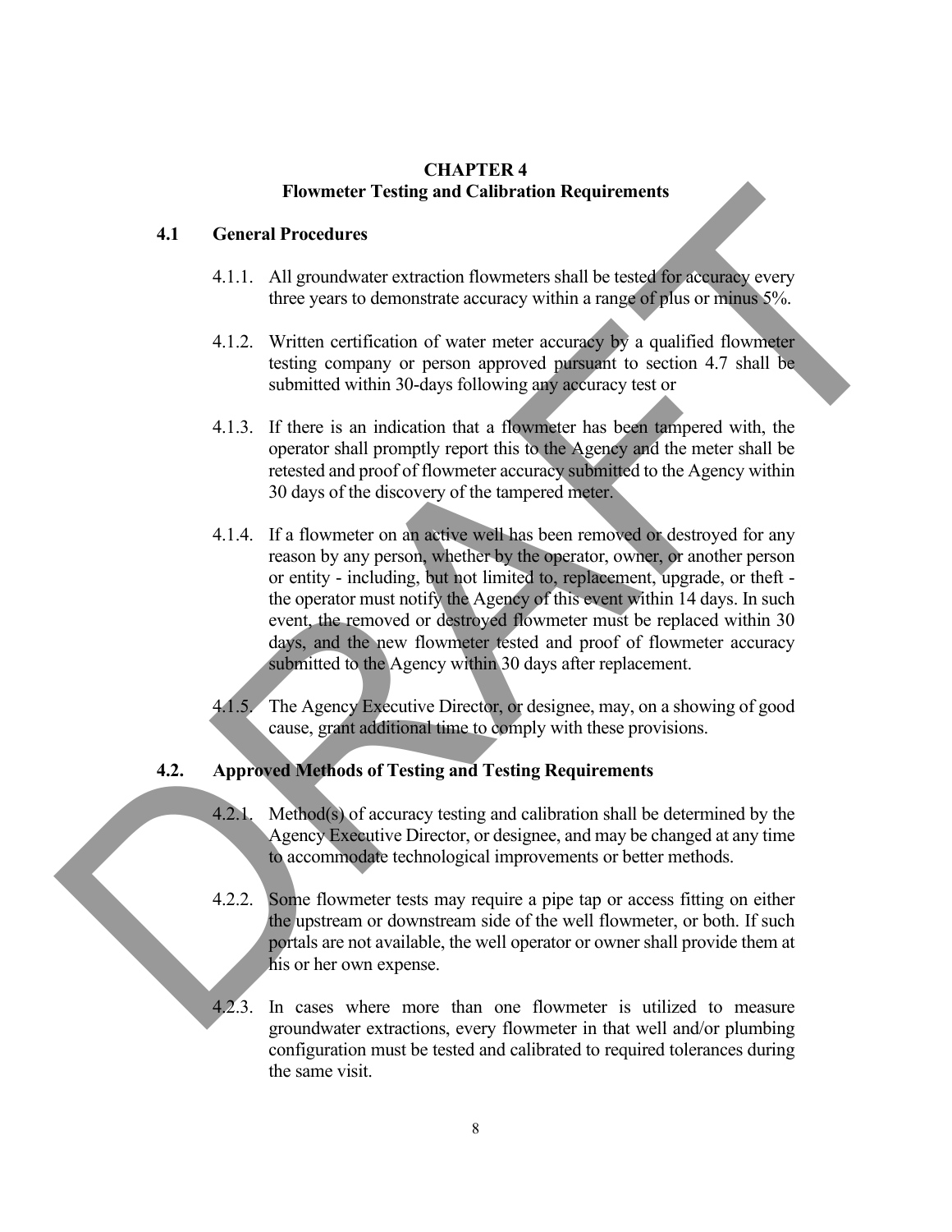## CHAPTER 4
## Flowmeter Testing and Calibration Requirements

### 4.1 General Procedures

4.1.1. All groundwater extraction flowmeters shall be tested for accuracy every three years to demonstrate accuracy within a range of plus or minus 5%.

4.1.2. Written certification of water meter accuracy by a qualified flowmeter testing company or person approved pursuant to section 4.7 shall be submitted within 30-days following any accuracy test or

4.1.3. If there is an indication that a flowmeter has been tampered with, the operator shall promptly report this to the Agency and the meter shall be retested and proof of flowmeter accuracy submitted to the Agency within 30 days of the discovery of the tampered meter.

4.1.4. If a flowmeter on an active well has been removed or destroyed for any reason by any person, whether by the operator, owner, or another person or entity - including, but not limited to, replacement, upgrade, or theft - the operator must notify the Agency of this event within 14 days. In such event, the removed or destroyed flowmeter must be replaced within 30 days, and the new flowmeter tested and proof of flowmeter accuracy submitted to the Agency within 30 days after replacement.

4.1.5. The Agency Executive Director, or designee, may, on a showing of good cause, grant additional time to comply with these provisions.

### 4.2. Approved Methods of Testing and Testing Requirements

4.2.1. Method(s) of accuracy testing and calibration shall be determined by the Agency Executive Director, or designee, and may be changed at any time to accommodate technological improvements or better methods.

4.2.2. Some flowmeter tests may require a pipe tap or access fitting on either the upstream or downstream side of the well flowmeter, or both. If such portals are not available, the well operator or owner shall provide them at his or her own expense.

4.2.3. In cases where more than one flowmeter is utilized to measure groundwater extractions, every flowmeter in that well and/or plumbing configuration must be tested and calibrated to required tolerances during the same visit.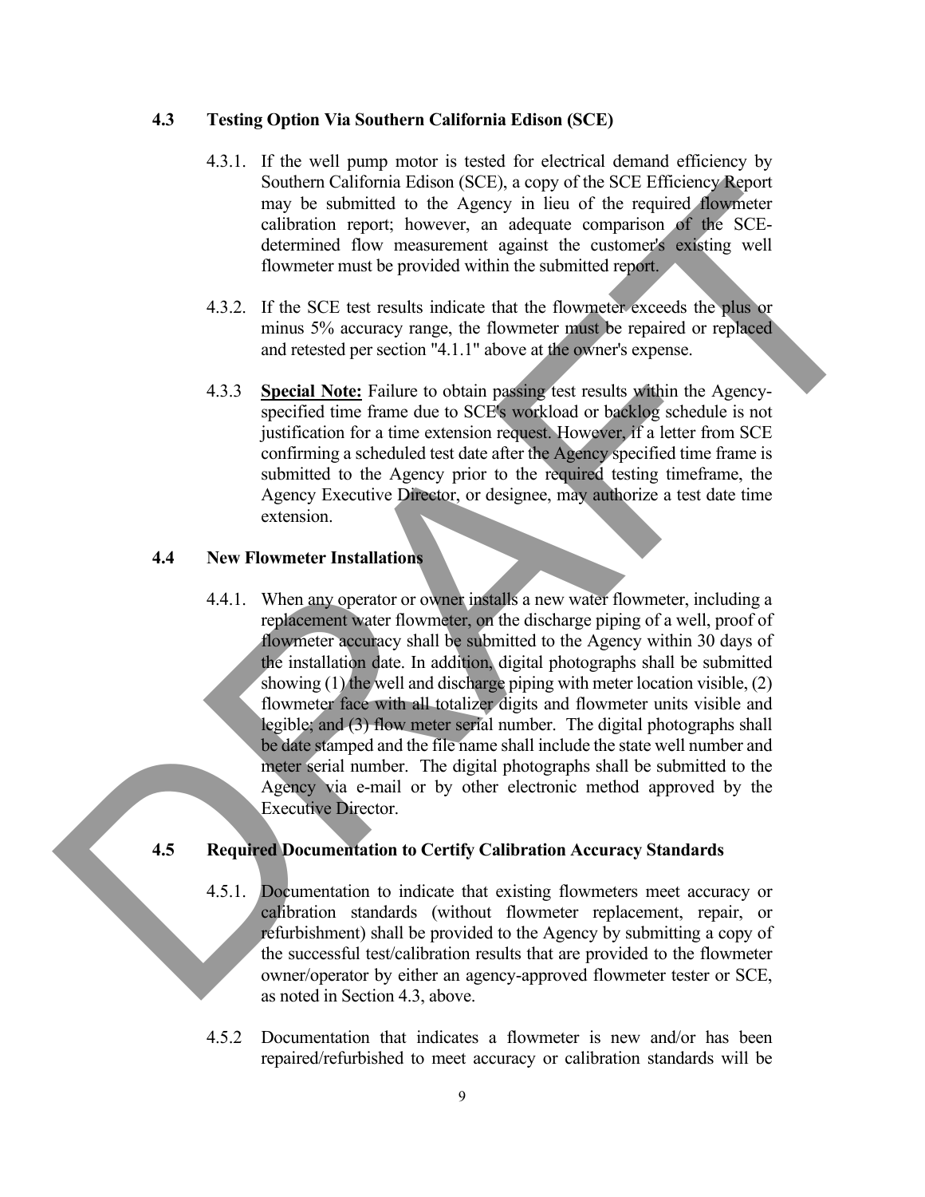### 4.3 Testing Option Via Southern California Edison (SCE)

4.3.1. If the well pump motor is tested for electrical demand efficiency by Southern California Edison (SCE), a copy of the SCE Efficiency Report may be submitted to the Agency in lieu of the required flowmeter calibration report; however, an adequate comparison of the SCE-determined flow measurement against the customer's existing well flowmeter must be provided within the submitted report.

4.3.2. If the SCE test results indicate that the flowmeter exceeds the plus or minus 5% accuracy range, the flowmeter must be repaired or replaced and retested per section "4.1.1" above at the owner's expense.

4.3.3 **Special Note:** Failure to obtain passing test results within the Agency-specified time frame due to SCE's workload or backlog schedule is not justification for a time extension request. However, if a letter from SCE confirming a scheduled test date after the Agency specified time frame is submitted to the Agency prior to the required testing timeframe, the Agency Executive Director, or designee, may authorize a test date time extension.

### 4.4 New Flowmeter Installations

4.4.1. When any operator or owner installs a new water flowmeter, including a replacement water flowmeter, on the discharge piping of a well, proof of flowmeter accuracy shall be submitted to the Agency within 30 days of the installation date. In addition, digital photographs shall be submitted showing (1) the well and discharge piping with meter location visible, (2) flowmeter face with all totalizer digits and flowmeter units visible and legible; and (3) flow meter serial number. The digital photographs shall be date stamped and the file name shall include the state well number and meter serial number. The digital photographs shall be submitted to the Agency via e-mail or by other electronic method approved by the Executive Director.

### 4.5 Required Documentation to Certify Calibration Accuracy Standards

4.5.1. Documentation to indicate that existing flowmeters meet accuracy or calibration standards (without flowmeter replacement, repair, or refurbishment) shall be provided to the Agency by submitting a copy of the successful test/calibration results that are provided to the flowmeter owner/operator by either an agency-approved flowmeter tester or SCE, as noted in Section 4.3, above.

4.5.2 Documentation that indicates a flowmeter is new and/or has been repaired/refurbished to meet accuracy or calibration standards will be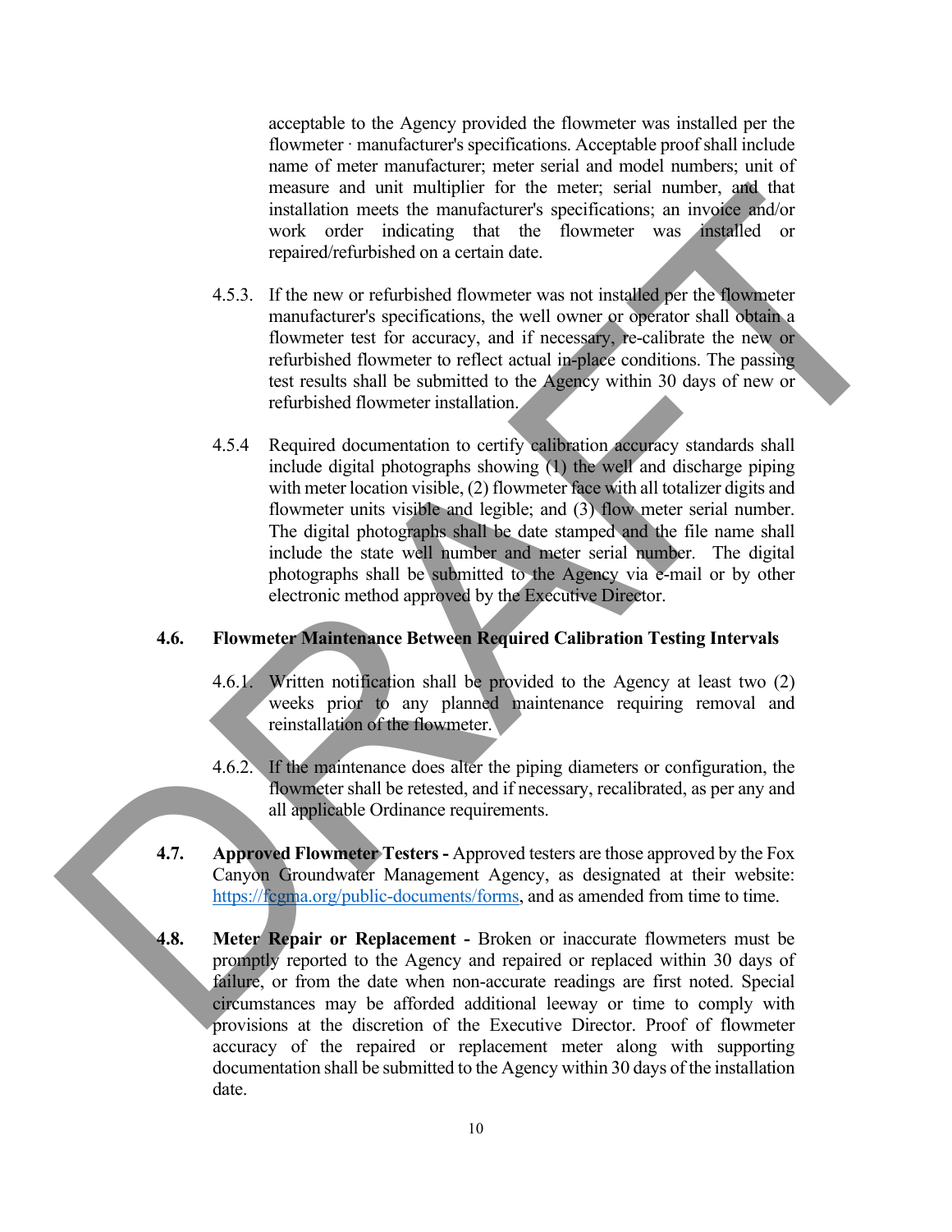acceptable to the Agency provided the flowmeter was installed per the flowmeter · manufacturer's specifications. Acceptable proof shall include name of meter manufacturer; meter serial and model numbers; unit of measure and unit multiplier for the meter; serial number, and that installation meets the manufacturer's specifications; an invoice and/or work order indicating that the flowmeter was installed or repaired/refurbished on a certain date.

4.5.3. If the new or refurbished flowmeter was not installed per the flowmeter manufacturer's specifications, the well owner or operator shall obtain a flowmeter test for accuracy, and if necessary, re-calibrate the new or refurbished flowmeter to reflect actual in-place conditions. The passing test results shall be submitted to the Agency within 30 days of new or refurbished flowmeter installation.

4.5.4 Required documentation to certify calibration accuracy standards shall include digital photographs showing (1) the well and discharge piping with meter location visible, (2) flowmeter face with all totalizer digits and flowmeter units visible and legible; and (3) flow meter serial number. The digital photographs shall be date stamped and the file name shall include the state well number and meter serial number. The digital photographs shall be submitted to the Agency via e-mail or by other electronic method approved by the Executive Director.

**4.6. Flowmeter Maintenance Between Required Calibration Testing Intervals**

4.6.1. Written notification shall be provided to the Agency at least two (2) weeks prior to any planned maintenance requiring removal and reinstallation of the flowmeter.

4.6.2. If the maintenance does alter the piping diameters or configuration, the flowmeter shall be retested, and if necessary, recalibrated, as per any and all applicable Ordinance requirements.

**4.7. Approved Flowmeter Testers -** Approved testers are those approved by the Fox Canyon Groundwater Management Agency, as designated at their website: https://fcgma.org/public-documents/forms, and as amended from time to time.

**4.8. Meter Repair or Replacement -** Broken or inaccurate flowmeters must be promptly reported to the Agency and repaired or replaced within 30 days of failure, or from the date when non-accurate readings are first noted. Special circumstances may be afforded additional leeway or time to comply with provisions at the discretion of the Executive Director. Proof of flowmeter accuracy of the repaired or replacement meter along with supporting documentation shall be submitted to the Agency within 30 days of the installation date.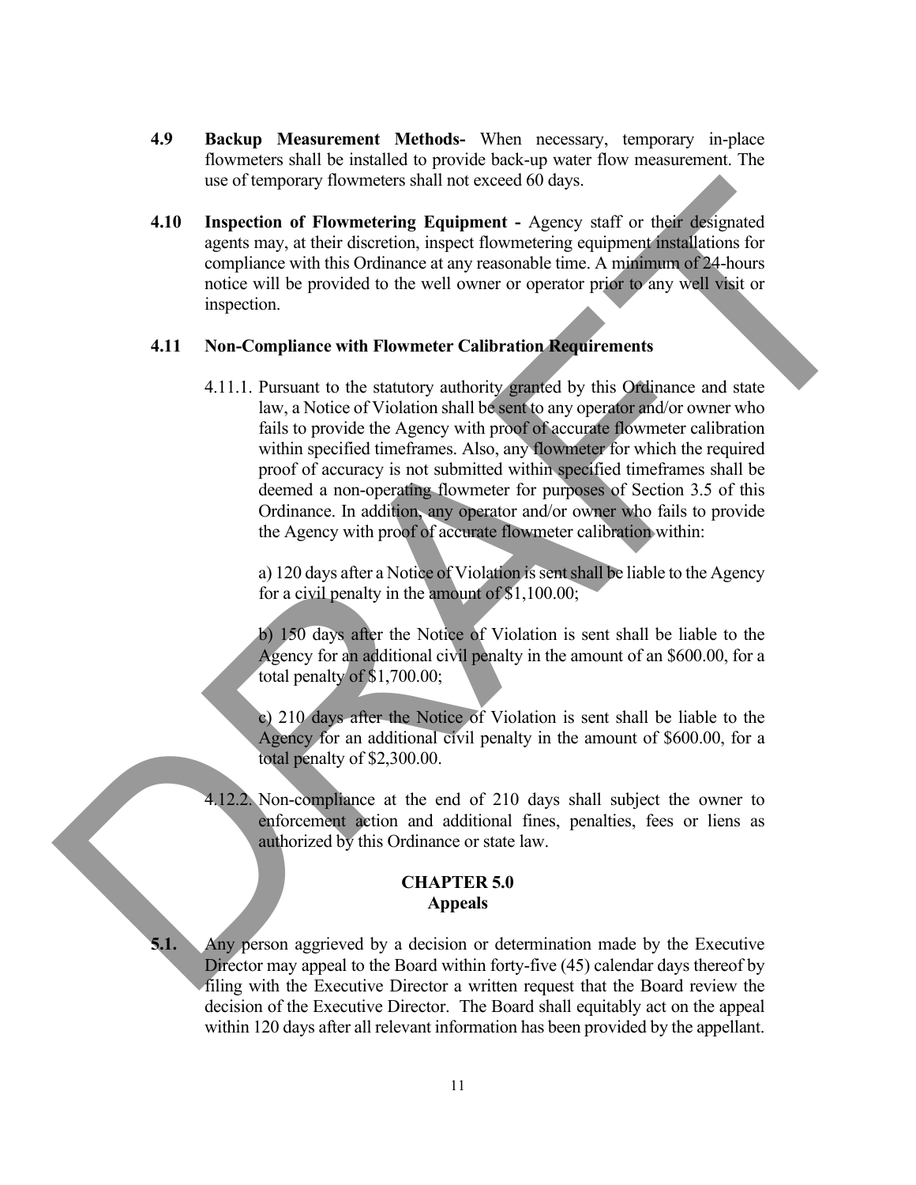**4.9 Backup Measurement Methods-** When necessary, temporary in-place flowmeters shall be installed to provide back-up water flow measurement. The use of temporary flowmeters shall not exceed 60 days.

**4.10 Inspection of Flowmetering Equipment -** Agency staff or their designated agents may, at their discretion, inspect flowmetering equipment installations for compliance with this Ordinance at any reasonable time. A minimum of 24-hours notice will be provided to the well owner or operator prior to any well visit or inspection.

**4.11 Non-Compliance with Flowmeter Calibration Requirements**

4.11.1. Pursuant to the statutory authority granted by this Ordinance and state law, a Notice of Violation shall be sent to any operator and/or owner who fails to provide the Agency with proof of accurate flowmeter calibration within specified timeframes. Also, any flowmeter for which the required proof of accuracy is not submitted within specified timeframes shall be deemed a non-operating flowmeter for purposes of Section 3.5 of this Ordinance. In addition, any operator and/or owner who fails to provide the Agency with proof of accurate flowmeter calibration within:

a) 120 days after a Notice of Violation is sent shall be liable to the Agency for a civil penalty in the amount of $1,100.00;

b) 150 days after the Notice of Violation is sent shall be liable to the Agency for an additional civil penalty in the amount of an $600.00, for a total penalty of $1,700.00;

c) 210 days after the Notice of Violation is sent shall be liable to the Agency for an additional civil penalty in the amount of $600.00, for a total penalty of $2,300.00.

4.12.2. Non-compliance at the end of 210 days shall subject the owner to enforcement action and additional fines, penalties, fees or liens as authorized by this Ordinance or state law.

## CHAPTER 5.0
## Appeals

**5.1.** Any person aggrieved by a decision or determination made by the Executive Director may appeal to the Board within forty-five (45) calendar days thereof by filing with the Executive Director a written request that the Board review the decision of the Executive Director. The Board shall equitably act on the appeal within 120 days after all relevant information has been provided by the appellant.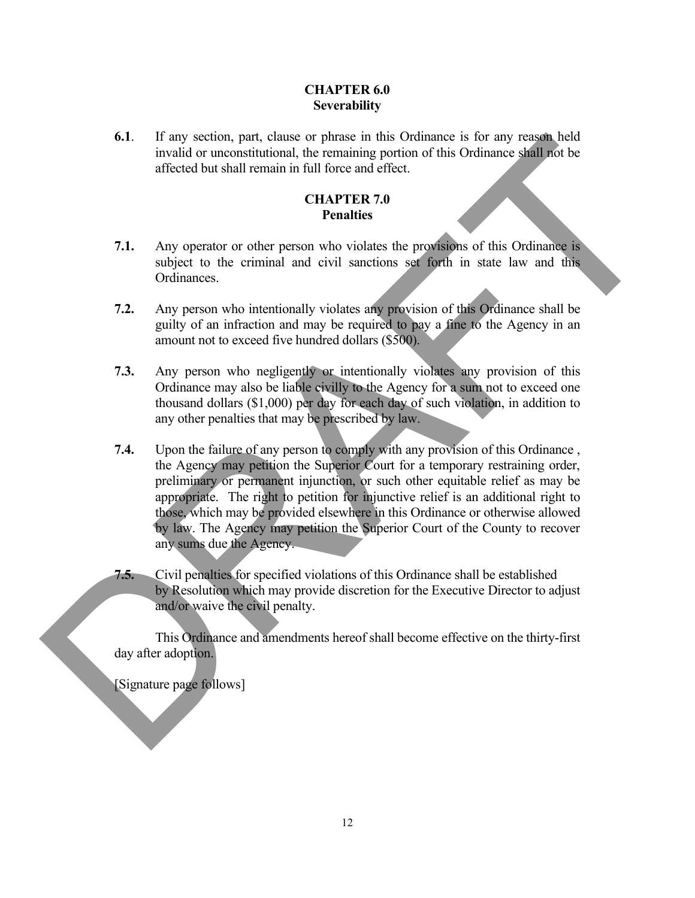## CHAPTER 6.0
## Severability

**6.1**. If any section, part, clause or phrase in this Ordinance is for any reason held invalid or unconstitutional, the remaining portion of this Ordinance shall not be affected but shall remain in full force and effect.

## CHAPTER 7.0
## Penalties

**7.1.** Any operator or other person who violates the provisions of this Ordinance is subject to the criminal and civil sanctions set forth in state law and this Ordinances.

**7.2.** Any person who intentionally violates any provision of this Ordinance shall be guilty of an infraction and may be required to pay a fine to the Agency in an amount not to exceed five hundred dollars ($500).

**7.3.** Any person who negligently or intentionally violates any provision of this Ordinance may also be liable civilly to the Agency for a sum not to exceed one thousand dollars ($1,000) per day for each day of such violation, in addition to any other penalties that may be prescribed by law.

**7.4.** Upon the failure of any person to comply with any provision of this Ordinance , the Agency may petition the Superior Court for a temporary restraining order, preliminary or permanent injunction, or such other equitable relief as may be appropriate. The right to petition for injunctive relief is an additional right to those, which may be provided elsewhere in this Ordinance or otherwise allowed by law. The Agency may petition the Superior Court of the County to recover any sums due the Agency.

**7.5.** Civil penalties for specified violations of this Ordinance shall be established by Resolution which may provide discretion for the Executive Director to adjust and/or waive the civil penalty.

This Ordinance and amendments hereof shall become effective on the thirty-first day after adoption.

[Signature page follows]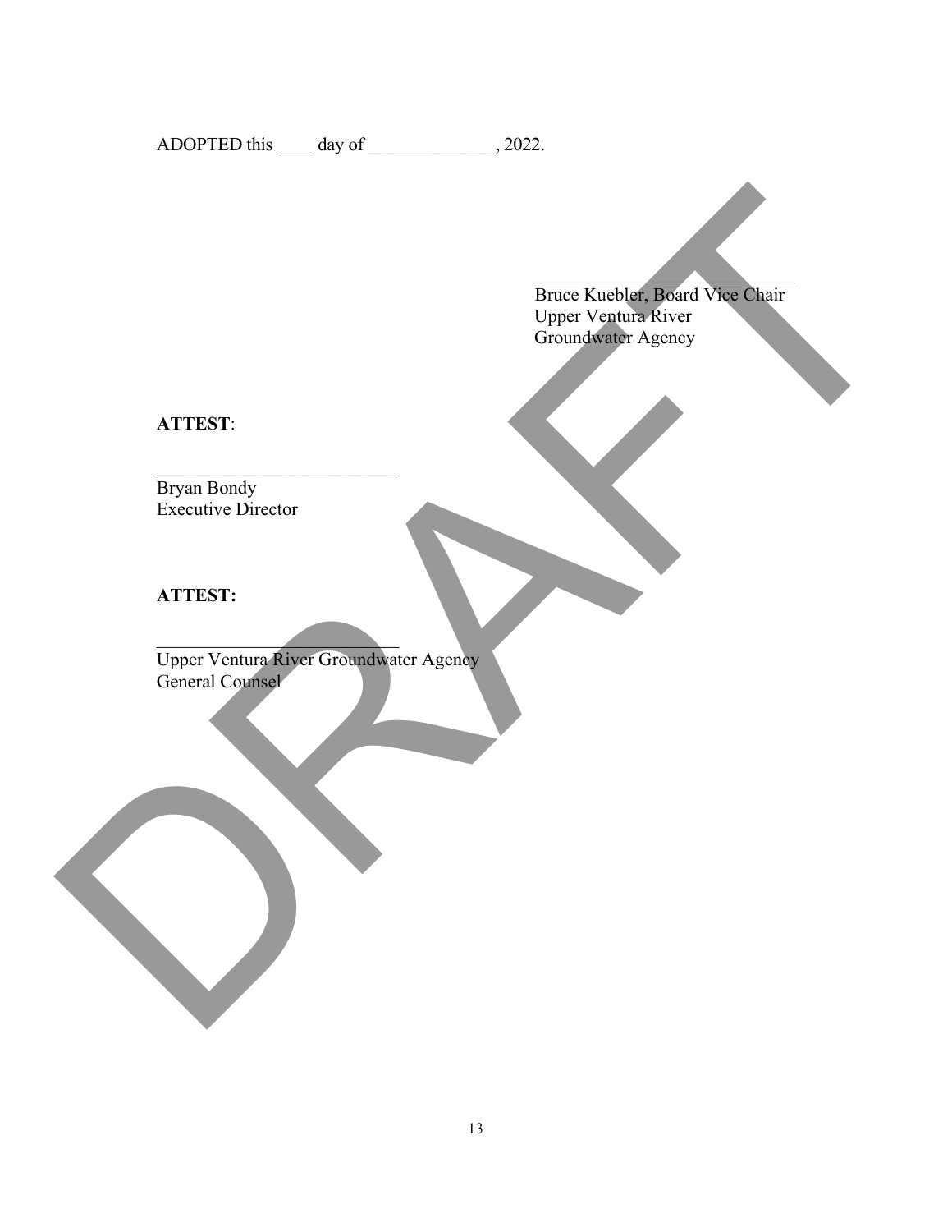ADOPTED this ____ day of ______________, 2022.

\_\_\_\_\_\_\_\_\_\_\_\_\_\_\_\_\_\_\_\_\_\_\_\_\_\_\_\_\_\_
Bruce Kuebler, Board Vice Chair
Upper Ventura River
Groundwater Agency

**ATTEST**:

\_\_\_\_\_\_\_\_\_\_\_\_\_\_\_\_\_\_\_\_\_\_\_\_\_\_\_\_
Bryan Bondy
Executive Director

**ATTEST:**

\_\_\_\_\_\_\_\_\_\_\_\_\_\_\_\_\_\_\_\_\_\_\_\_\_\_\_\_
Upper Ventura River Groundwater Agency
General Counsel

DRAFT